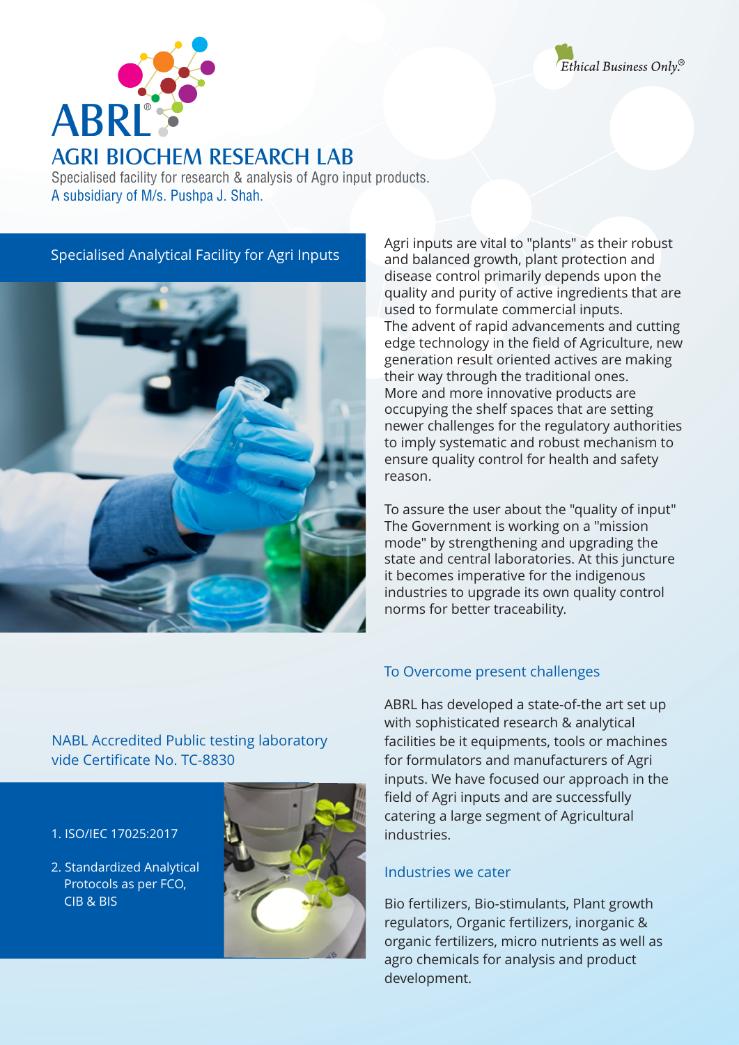# ABRL®

## AGRI BIOCHEM RESEARCH LAB

Specialised facility for research & analysis of Agro input products.

A subsidiary of M/s. Pushpa J. Shah.

*Ethical Business Only.®*

### Specialised Analytical Facility for Agri Inputs

Agri inputs are vital to "plants" as their robust and balanced growth, plant protection and disease control primarily depends upon the quality and purity of active ingredients that are used to formulate commercial inputs.
The advent of rapid advancements and cutting edge technology in the field of Agriculture, new generation result oriented actives are making their way through the traditional ones.
More and more innovative products are occupying the shelf spaces that are setting newer challenges for the regulatory authorities to imply systematic and robust mechanism to ensure quality control for health and safety reason.

To assure the user about the "quality of input" The Government is working on a "mission mode" by strengthening and upgrading the state and central laboratories. At this juncture it becomes imperative for the indigenous industries to upgrade its own quality control norms for better traceability.

### To Overcome present challenges

ABRL has developed a state-of-the art set up with sophisticated research & analytical facilities be it equipments, tools or machines for formulators and manufacturers of Agri inputs. We have focused our approach in the field of Agri inputs and are successfully catering a large segment of Agricultural industries.

### Industries we cater

Bio fertilizers, Bio-stimulants, Plant growth regulators, Organic fertilizers, inorganic & organic fertilizers, micro nutrients as well as agro chemicals for analysis and product development.

### NABL Accredited Public testing laboratory vide Certificate No. TC-8830

1. ISO/IEC 17025:2017
2. Standardized Analytical Protocols as per FCO, CIB & BIS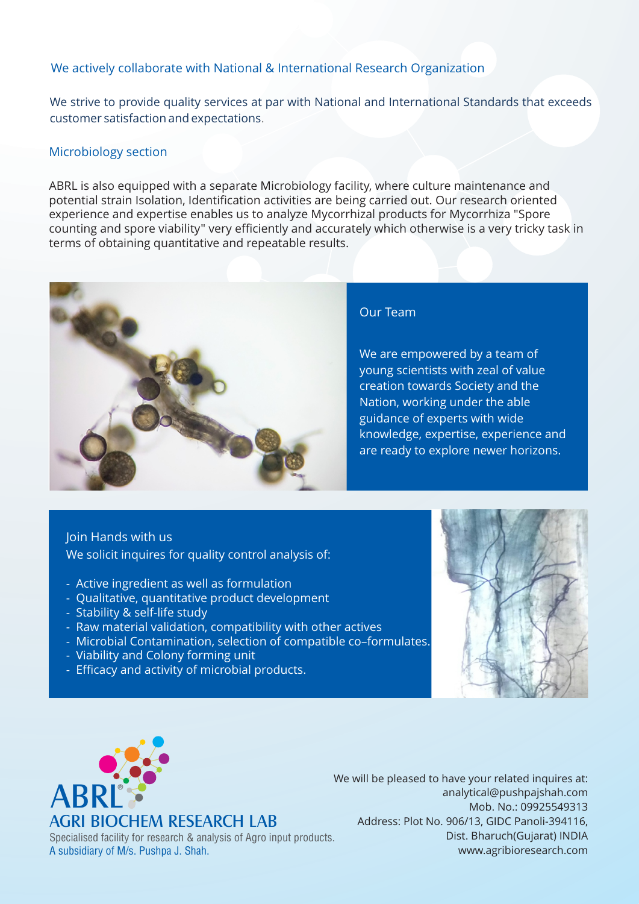We actively collaborate with National & International Research Organization

We strive to provide quality services at par with National and International Standards that exceeds customer satisfaction and expectations.

## Microbiology section

ABRL is also equipped with a separate Microbiology facility, where culture maintenance and potential strain Isolation, Identification activities are being carried out. Our research oriented experience and expertise enables us to analyze Mycorrhizal products for Mycorrhiza "Spore counting and spore viability" very efficiently and accurately which otherwise is a very tricky task in terms of obtaining quantitative and repeatable results.

## Our Team

We are empowered by a team of young scientists with zeal of value creation towards Society and the Nation, working under the able guidance of experts with wide knowledge, expertise, experience and are ready to explore newer horizons.

## Join Hands with us

We solicit inquires for quality control analysis of:

- Active ingredient as well as formulation
- Qualitative, quantitative product development
- Stability & self-life study
- Raw material validation, compatibility with other actives
- Microbial Contamination, selection of compatible co–formulates.
- Viability and Colony forming unit
- Efficacy and activity of microbial products.

**ABRL®**
**AGRI BIOCHEM RESEARCH LAB**
Specialised facility for research & analysis of Agro input products.
A subsidiary of M/s. Pushpa J. Shah.

We will be pleased to have your related inquires at:
analytical@pushpajshah.com
Mob. No.: 09925549313
Address: Plot No. 906/13, GIDC Panoli-394116,
Dist. Bharuch(Gujarat) INDIA
www.agribioresearch.com